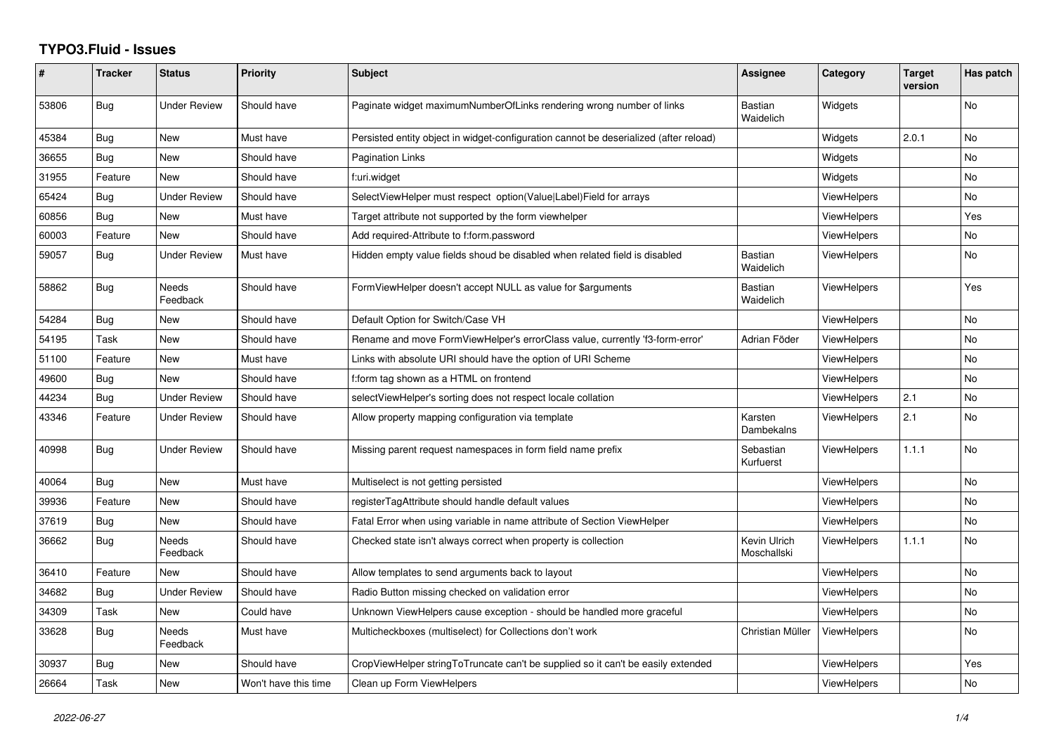# TYPO3.Fluid - Issues

| # | Tracker | Status | Priority | Subject | Assignee | Category | Target version | Has patch |
|---|---|---|---|---|---|---|---|---|
| 53806 | Bug | Under Review | Should have | Paginate widget maximumNumberOfLinks rendering wrong number of links | Bastian Waidelich | Widgets | | No |
| 45384 | Bug | New | Must have | Persisted entity object in widget-configuration cannot be deserialized (after reload) | | Widgets | 2.0.1 | No |
| 36655 | Bug | New | Should have | Pagination Links | | Widgets | | No |
| 31955 | Feature | New | Should have | f:uri.widget | | Widgets | | No |
| 65424 | Bug | Under Review | Should have | SelectViewHelper must respect option(Value\|Label)Field for arrays | | ViewHelpers | | No |
| 60856 | Bug | New | Must have | Target attribute not supported by the form viewhelper | | ViewHelpers | | Yes |
| 60003 | Feature | New | Should have | Add required-Attribute to f:form.password | | ViewHelpers | | No |
| 59057 | Bug | Under Review | Must have | Hidden empty value fields shoud be disabled when related field is disabled | Bastian Waidelich | ViewHelpers | | No |
| 58862 | Bug | Needs Feedback | Should have | FormViewHelper doesn't accept NULL as value for $arguments | Bastian Waidelich | ViewHelpers | | Yes |
| 54284 | Bug | New | Should have | Default Option for Switch/Case VH | | ViewHelpers | | No |
| 54195 | Task | New | Should have | Rename and move FormViewHelper's errorClass value, currently 'f3-form-error' | Adrian Föder | ViewHelpers | | No |
| 51100 | Feature | New | Must have | Links with absolute URI should have the option of URI Scheme | | ViewHelpers | | No |
| 49600 | Bug | New | Should have | f:form tag shown as a HTML on frontend | | ViewHelpers | | No |
| 44234 | Bug | Under Review | Should have | selectViewHelper's sorting does not respect locale collation | | ViewHelpers | 2.1 | No |
| 43346 | Feature | Under Review | Should have | Allow property mapping configuration via template | Karsten Dambekalns | ViewHelpers | 2.1 | No |
| 40998 | Bug | Under Review | Should have | Missing parent request namespaces in form field name prefix | Sebastian Kurfuerst | ViewHelpers | 1.1.1 | No |
| 40064 | Bug | New | Must have | Multiselect is not getting persisted | | ViewHelpers | | No |
| 39936 | Feature | New | Should have | registerTagAttribute should handle default values | | ViewHelpers | | No |
| 37619 | Bug | New | Should have | Fatal Error when using variable in name attribute of Section ViewHelper | | ViewHelpers | | No |
| 36662 | Bug | Needs Feedback | Should have | Checked state isn't always correct when property is collection | Kevin Ulrich Moschallski | ViewHelpers | 1.1.1 | No |
| 36410 | Feature | New | Should have | Allow templates to send arguments back to layout | | ViewHelpers | | No |
| 34682 | Bug | Under Review | Should have | Radio Button missing checked on validation error | | ViewHelpers | | No |
| 34309 | Task | New | Could have | Unknown ViewHelpers cause exception - should be handled more graceful | | ViewHelpers | | No |
| 33628 | Bug | Needs Feedback | Must have | Multicheckboxes (multiselect) for Collections don't work | Christian Müller | ViewHelpers | | No |
| 30937 | Bug | New | Should have | CropViewHelper stringToTruncate can't be supplied so it can't be easily extended | | ViewHelpers | | Yes |
| 26664 | Task | New | Won't have this time | Clean up Form ViewHelpers | | ViewHelpers | | No |

2022-06-27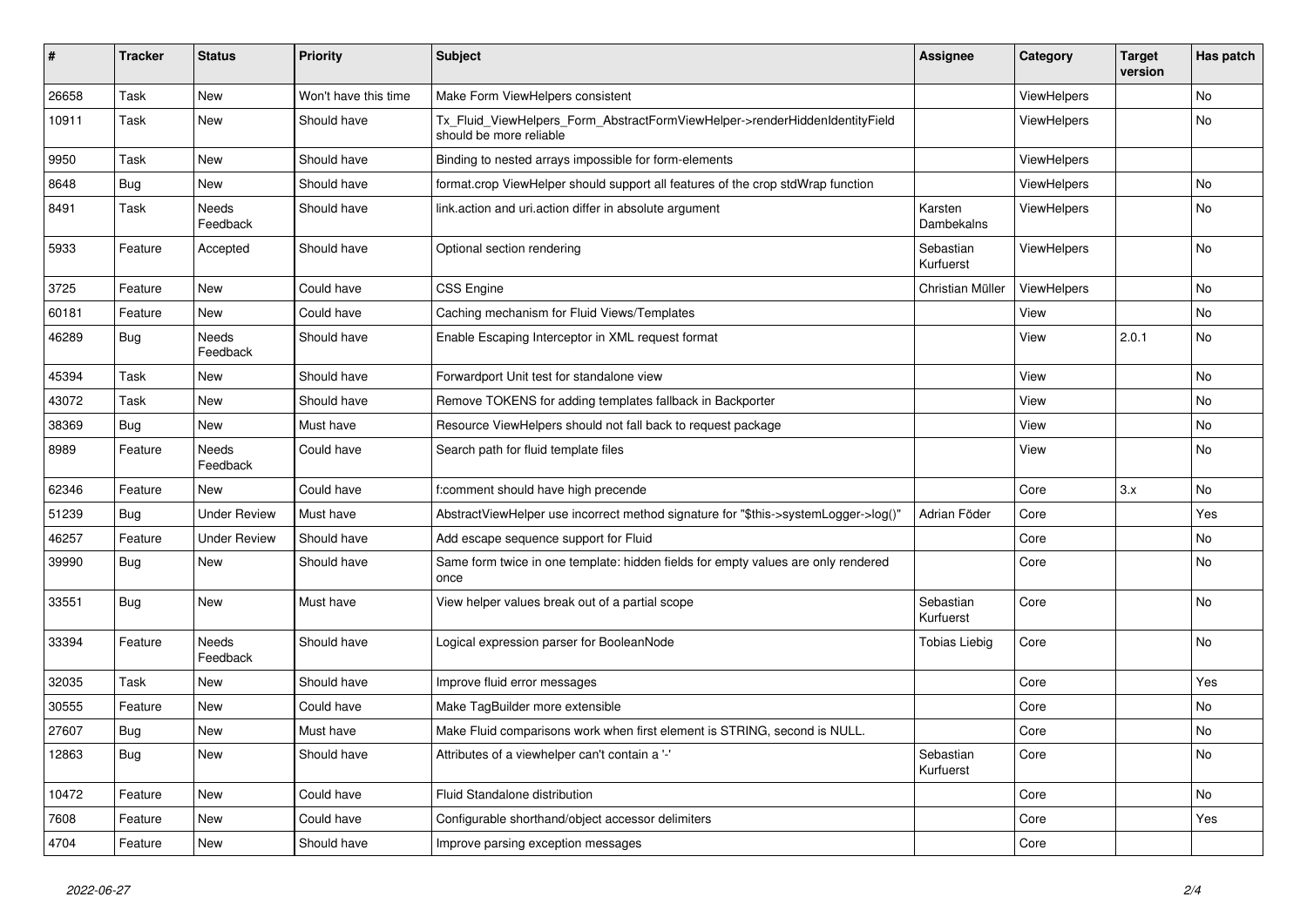| # | Tracker | Status | Priority | Subject | Assignee | Category | Target version | Has patch |
|---|---|---|---|---|---|---|---|---|
| 26658 | Task | New | Won't have this time | Make Form ViewHelpers consistent | | ViewHelpers | | No |
| 10911 | Task | New | Should have | Tx_Fluid_ViewHelpers_Form_AbstractFormViewHelper->renderHiddenIdentityField should be more reliable | | ViewHelpers | | No |
| 9950 | Task | New | Should have | Binding to nested arrays impossible for form-elements | | ViewHelpers | | |
| 8648 | Bug | New | Should have | format.crop ViewHelper should support all features of the crop stdWrap function | | ViewHelpers | | No |
| 8491 | Task | Needs Feedback | Should have | link.action and uri.action differ in absolute argument | Karsten Dambekalns | ViewHelpers | | No |
| 5933 | Feature | Accepted | Should have | Optional section rendering | Sebastian Kurfuerst | ViewHelpers | | No |
| 3725 | Feature | New | Could have | CSS Engine | Christian Müller | ViewHelpers | | No |
| 60181 | Feature | New | Could have | Caching mechanism for Fluid Views/Templates | | View | | No |
| 46289 | Bug | Needs Feedback | Should have | Enable Escaping Interceptor in XML request format | | View | 2.0.1 | No |
| 45394 | Task | New | Should have | Forwardport Unit test for standalone view | | View | | No |
| 43072 | Task | New | Should have | Remove TOKENS for adding templates fallback in Backporter | | View | | No |
| 38369 | Bug | New | Must have | Resource ViewHelpers should not fall back to request package | | View | | No |
| 8989 | Feature | Needs Feedback | Could have | Search path for fluid template files | | View | | No |
| 62346 | Feature | New | Could have | f:comment should have high precende | | Core | 3.x | No |
| 51239 | Bug | Under Review | Must have | AbstractViewHelper use incorrect method signature for "$this->systemLogger->log()" | Adrian Föder | Core | | Yes |
| 46257 | Feature | Under Review | Should have | Add escape sequence support for Fluid | | Core | | No |
| 39990 | Bug | New | Should have | Same form twice in one template: hidden fields for empty values are only rendered once | | Core | | No |
| 33551 | Bug | New | Must have | View helper values break out of a partial scope | Sebastian Kurfuerst | Core | | No |
| 33394 | Feature | Needs Feedback | Should have | Logical expression parser for BooleanNode | Tobias Liebig | Core | | No |
| 32035 | Task | New | Should have | Improve fluid error messages | | Core | | Yes |
| 30555 | Feature | New | Could have | Make TagBuilder more extensible | | Core | | No |
| 27607 | Bug | New | Must have | Make Fluid comparisons work when first element is STRING, second is NULL. | | Core | | No |
| 12863 | Bug | New | Should have | Attributes of a viewhelper can't contain a '-' | Sebastian Kurfuerst | Core | | No |
| 10472 | Feature | New | Could have | Fluid Standalone distribution | | Core | | No |
| 7608 | Feature | New | Could have | Configurable shorthand/object accessor delimiters | | Core | | Yes |
| 4704 | Feature | New | Should have | Improve parsing exception messages | | Core | | |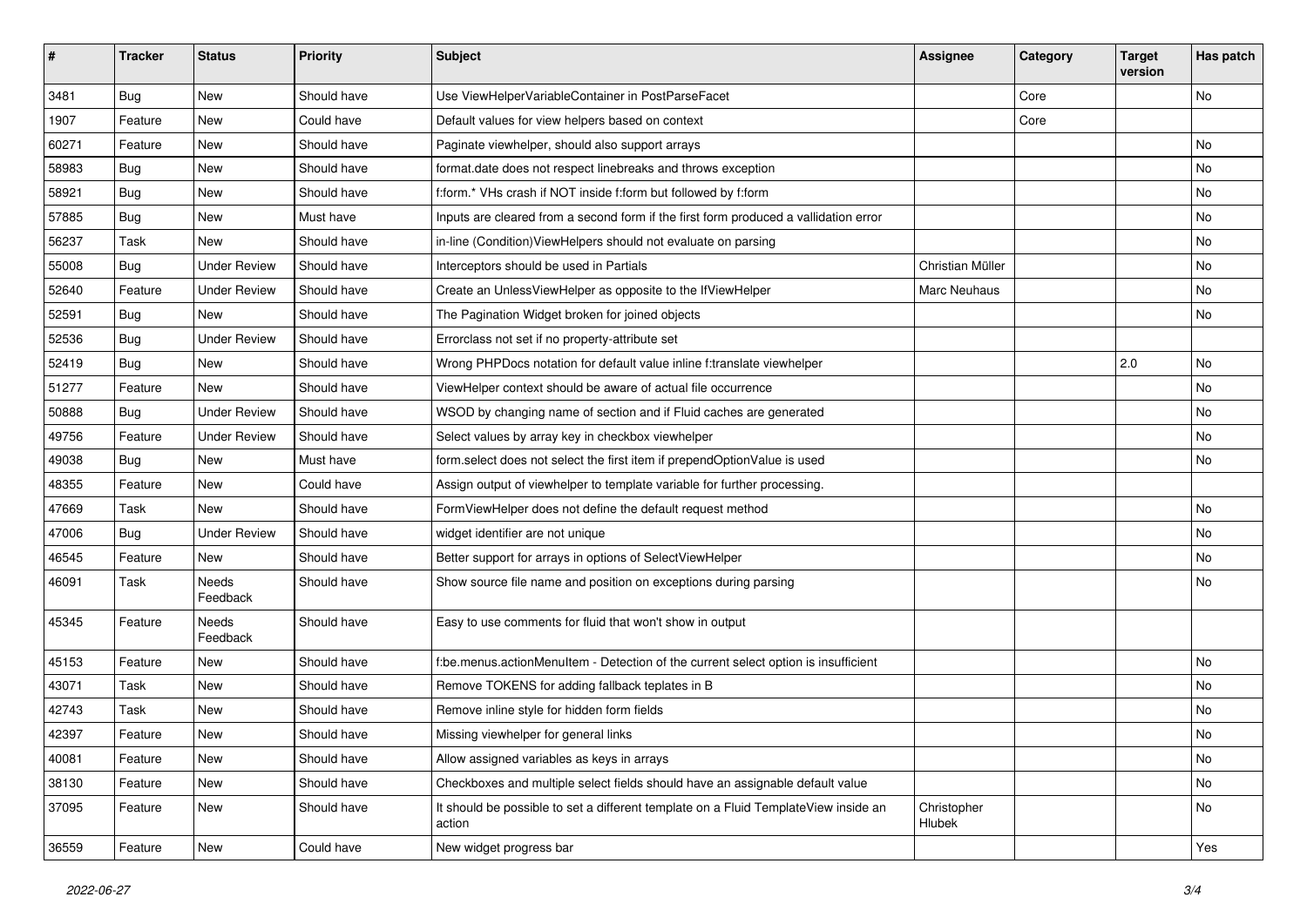| # | Tracker | Status | Priority | Subject | Assignee | Category | Target version | Has patch |
|---|---|---|---|---|---|---|---|---|
| 3481 | Bug | New | Should have | Use ViewHelperVariableContainer in PostParseFacet | | Core | | No |
| 1907 | Feature | New | Could have | Default values for view helpers based on context | | Core | | |
| 60271 | Feature | New | Should have | Paginate viewhelper, should also support arrays | | | | No |
| 58983 | Bug | New | Should have | format.date does not respect linebreaks and throws exception | | | | No |
| 58921 | Bug | New | Should have | f:form.* VHs crash if NOT inside f:form but followed by f:form | | | | No |
| 57885 | Bug | New | Must have | Inputs are cleared from a second form if the first form produced a vallidation error | | | | No |
| 56237 | Task | New | Should have | in-line (Condition)ViewHelpers should not evaluate on parsing | | | | No |
| 55008 | Bug | Under Review | Should have | Interceptors should be used in Partials | Christian Müller | | | No |
| 52640 | Feature | Under Review | Should have | Create an UnlessViewHelper as opposite to the IfViewHelper | Marc Neuhaus | | | No |
| 52591 | Bug | New | Should have | The Pagination Widget broken for joined objects | | | | No |
| 52536 | Bug | Under Review | Should have | Errorclass not set if no property-attribute set | | | | |
| 52419 | Bug | New | Should have | Wrong PHPDocs notation for default value inline f:translate viewhelper | | | 2.0 | No |
| 51277 | Feature | New | Should have | ViewHelper context should be aware of actual file occurrence | | | | No |
| 50888 | Bug | Under Review | Should have | WSOD by changing name of section and if Fluid caches are generated | | | | No |
| 49756 | Feature | Under Review | Should have | Select values by array key in checkbox viewhelper | | | | No |
| 49038 | Bug | New | Must have | form.select does not select the first item if prependOptionValue is used | | | | No |
| 48355 | Feature | New | Could have | Assign output of viewhelper to template variable for further processing. | | | | |
| 47669 | Task | New | Should have | FormViewHelper does not define the default request method | | | | No |
| 47006 | Bug | Under Review | Should have | widget identifier are not unique | | | | No |
| 46545 | Feature | New | Should have | Better support for arrays in options of SelectViewHelper | | | | No |
| 46091 | Task | Needs Feedback | Should have | Show source file name and position on exceptions during parsing | | | | No |
| 45345 | Feature | Needs Feedback | Should have | Easy to use comments for fluid that won't show in output | | | | |
| 45153 | Feature | New | Should have | f:be.menus.actionMenuItem - Detection of the current select option is insufficient | | | | No |
| 43071 | Task | New | Should have | Remove TOKENS for adding fallback teplates in B | | | | No |
| 42743 | Task | New | Should have | Remove inline style for hidden form fields | | | | No |
| 42397 | Feature | New | Should have | Missing viewhelper for general links | | | | No |
| 40081 | Feature | New | Should have | Allow assigned variables as keys in arrays | | | | No |
| 38130 | Feature | New | Should have | Checkboxes and multiple select fields should have an assignable default value | | | | No |
| 37095 | Feature | New | Should have | It should be possible to set a different template on a Fluid TemplateView inside an action | Christopher Hlubek | | | No |
| 36559 | Feature | New | Could have | New widget progress bar | | | | Yes |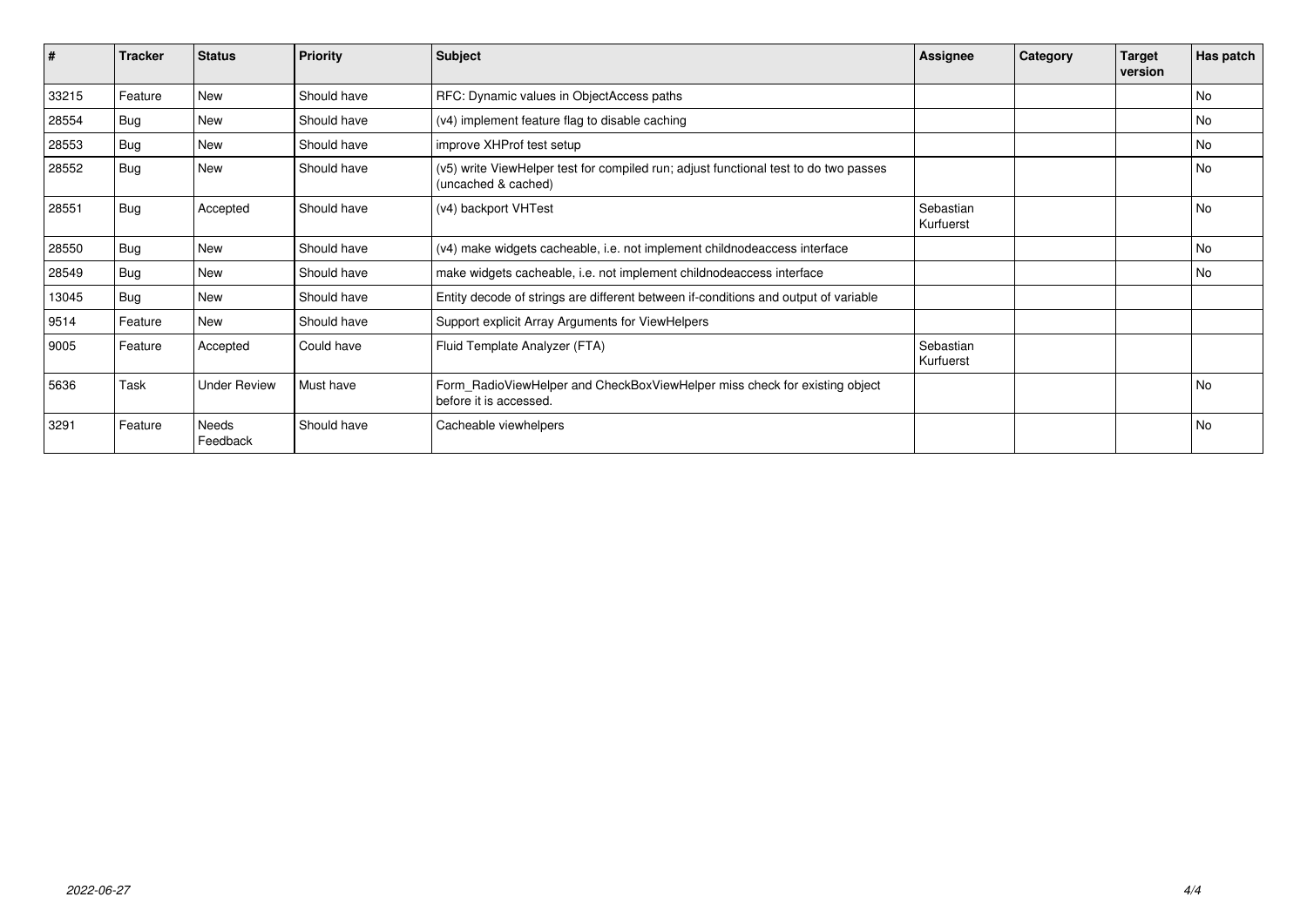| # | Tracker | Status | Priority | Subject | Assignee | Category | Target version | Has patch |
|---|---|---|---|---|---|---|---|---|
| 33215 | Feature | New | Should have | RFC: Dynamic values in ObjectAccess paths | | | | No |
| 28554 | Bug | New | Should have | (v4) implement feature flag to disable caching | | | | No |
| 28553 | Bug | New | Should have | improve XHProf test setup | | | | No |
| 28552 | Bug | New | Should have | (v5) write ViewHelper test for compiled run; adjust functional test to do two passes (uncached & cached) | | | | No |
| 28551 | Bug | Accepted | Should have | (v4) backport VHTest | Sebastian Kurfuerst | | | No |
| 28550 | Bug | New | Should have | (v4) make widgets cacheable, i.e. not implement childnodeaccess interface | | | | No |
| 28549 | Bug | New | Should have | make widgets cacheable, i.e. not implement childnodeaccess interface | | | | No |
| 13045 | Bug | New | Should have | Entity decode of strings are different between if-conditions and output of variable | | | | |
| 9514 | Feature | New | Should have | Support explicit Array Arguments for ViewHelpers | | | | |
| 9005 | Feature | Accepted | Could have | Fluid Template Analyzer (FTA) | Sebastian Kurfuerst | | | |
| 5636 | Task | Under Review | Must have | Form_RadioViewHelper and CheckBoxViewHelper miss check for existing object before it is accessed. | | | | No |
| 3291 | Feature | Needs Feedback | Should have | Cacheable viewhelpers | | | | No |

*2022-06-27*